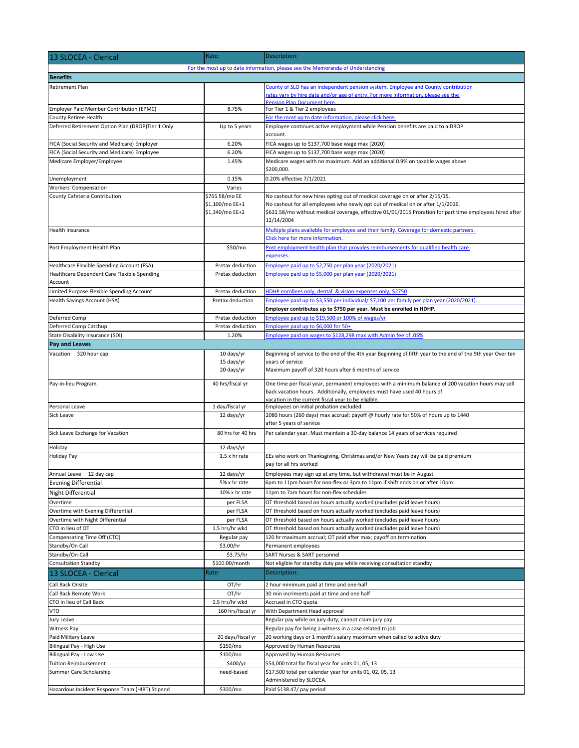| 13 SLOCEA - Clerical | Rate: | Description: |
| --- | --- | --- |
| For the most up to date information, please see the Memoranda of Understanding | | |
| **Benefits** | | |
| Retirement Plan | | County of SLO has an independent pension system. Employee and County contribution rates vary by hire date and/or age of entry. For more information, please see the Pension Plan Document here. |
| Employer Paid Member Contribution (EPMC) | 8.75% | For Tier 1 & Tier 2 employees |
| County Retiree Health | | For the most up to date information, please click here. |
| Deferred Retirement Option Plan (DROP)Tier 1 Only | Up to 5 years | Employee continues active employment while Pension benefits are paid to a DROP account. |
| FICA (Social Security and Medicare) Employer | 6.20% | FICA wages up to $137,700 base wage max (2020) |
| FICA (Social Security and Medicare) Employee | 6.20% | FICA wages up to $137,700 base wage max (2020) |
| Medicare Employer/Employee | 1.45% | Medicare wages with no maximum. Add an additional 0.9% on taxable wages above $200,000. |
| Unemployment | 0.15% | 0.20% effective 7/1/2021 |
| Workers' Compensation | Varies | |
| County Cafeteria Contribution | $765.58/mo EE<br>$1,100/mo EE+1<br>$1,340/mo EE+2 | No cashout for new hires opting out of medical coverage on or after 2/15/15.<br>No cashout for all employees who newly opt out of medical on or after 1/1/2016.<br>$631.58/mo without medical coverage, effective 01/01/2015 Proration for part time employees hired after 12/14/2004 |
| Health Insurance | | Multiple plans available for employee and their family. Coverage for domestic partners. Click here for more information. |
| Post Employment Health Plan | $50/mo | Post employment health plan that provides reimbursements for qualified health care expenses. |
| Healthcare Flexible Spending Account (FSA) | Pretax deduction | Employee paid up to $2,750 per plan year (2020/2021) |
| Healthcare Dependent Care Flexible Spending Account | Pretax deduction | Employee paid up to $5,000 per plan year (2020/2021) |
| Limited Purpose Flexible Spending Account | Pretax deduction | HDHP enrollees only, dental & vision expenses only, $2750 |
| Health Savings Account (HSA) | Pretax deduction | Employee paid up to $3,550 per individual/ $7,100 per family per plan year (2020/2021).<br>**Employer contributes up to $750 per year. Must be enrolled in HDHP.** |
| Deferred Comp | Pretax deduction | Employee paid up to $19,500 or 100% of wages/yr |
| Deferred Comp Catchup | Pretax deduction | Employee paid up to $6,000 for 50+ |
| State Disability Insurance (SDI) | 1.20% | Employee paid on wages to $128,298 max with Admin fee of .05% |
| **Pay and Leaves** | | |
| Vacation 320 hour cap | 10 days/yr<br>15 days/yr<br>20 days/yr | Beginning of service to the end of the 4th year Beginning of fifth year to the end of the 9th year Over ten years of service<br>Maximum payoff of 320 hours after 6 months of service |
| Pay-in-lieu Program | 40 hrs/fiscal yr | One time per fiscal year, permanent employees with a minimum balance of 200 vacation hours may sell back vacation hours. Additionally, employees must have used 40 hours of vacation in the current fiscal year to be eligible. |
| Personal Leave | 1 day/fiscal yr | Employees on initial probation excluded |
| Sick Leave | 12 days/yr | 2080 hours (260 days) max accrual; payoff @ hourly rate for 50% of hours up to 1440 after 5 years of service |
| Sick Leave Exchange for Vacation | 80 hrs for 40 hrs | Per calendar year. Must maintain a 30-day balance 14 years of services required |
| Holiday | 12 days/yr | |
| Holiday Pay | 1.5 x hr rate | EEs who work on Thanksgiving, Christmas and/or New Years day will be paid premium pay for all hrs worked |
| Annual Leave 12 day cap | 12 days/yr | Employees may sign up at any time, but withdrawal must be in August |
| Evening Differential | 5% x hr rate | 6pm to 11pm hours for non-flex or 3pm to 11pm if shift ends on or after 10pm |
| Night Differential | 10% x hr rate | 11pm to 7am hours for non-flex schedules |
| Overtime | per FLSA | OT threshold based on hours actually worked (excludes paid leave hours) |
| Overtime with Evening Differential | per FLSA | OT threshold based on hours actually worked (excludes paid leave hours) |
| Overtime with Night Differential | per FLSA | OT threshold based on hours actually worked (excludes paid leave hours) |
| CTO in lieu of OT | 1.5 hrs/hr wkd | OT threshold based on hours actually worked (excludes paid leave hours) |
| Compensating Time Off (CTO) | Regular pay | 120 hr maximum accrual; OT paid after max; payoff on termination |
| Standby/On Call | $3.00/hr | Permanent employees |
| Standby/On-Call | $3.75/hr | SART Nurses & SART personnel |
| Consultation Standby | $100.00/month | Not eligible for standby duty pay while receiving consultation standby |
| 13 SLOCEA - Clerical | Rate: | Description: |
| Call Back Onsite | OT/hr | 2 hour minimum paid at time and one-half |
| Call Back Remote Work | OT/hr | 30 min incriments paid at time and one half |
| CTO in lieu of Call Back | 1.5 hrs/hr wkd | Accrued in CTO quota |
| VTO | 160 hrs/fiscal yr | With Department Head approval |
| Jury Leave | | Regular pay while on jury duty; cannot claim jury pay |
| Witness Pay | | Regular pay for being a witness in a case related to job |
| Paid Military Leave | 20 days/fiscal yr | 20 working days or 1 month's salary maximum when called to active duty |
| Bilingual Pay - High Use | $150/mo | Approved by Human Resources |
| Bilingual Pay - Low Use | $100/mo | Approved by Human Resources |
| Tuition Reimbursement | $400/yr | $54,000 total for fiscal year for units 01, 05, 13 |
| Summer Care Scholarship | need-based | $17,500 total per calendar year for units 01, 02, 05, 13<br>Administered by SLOCEA. |
| Hazardous Incident Response Team (HIRT) Stipend | $300/mo | Paid $138.47/ pay period |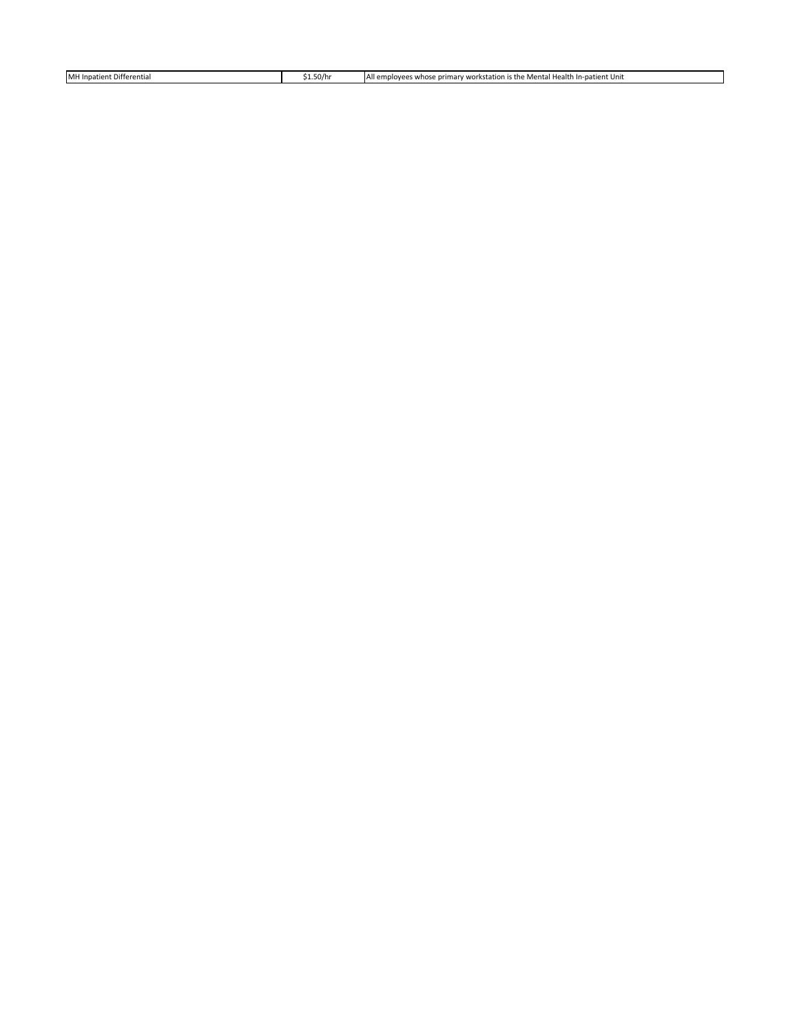| | | |
|---|---|---|
| MH Inpatient Differential | $1.50/hr | All employees whose primary workstation is the Mental Health In-patient Unit |